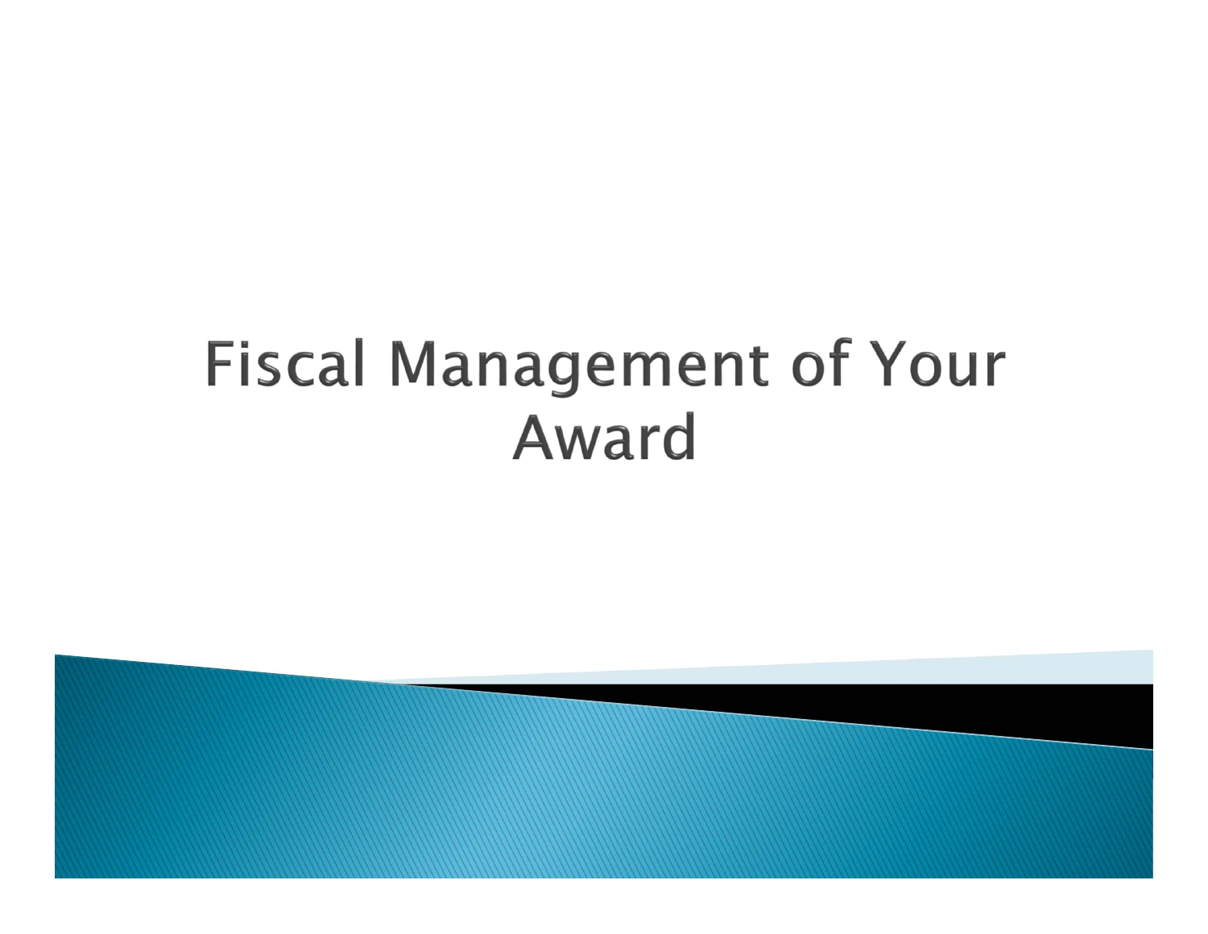# Fiscal Management of Your Award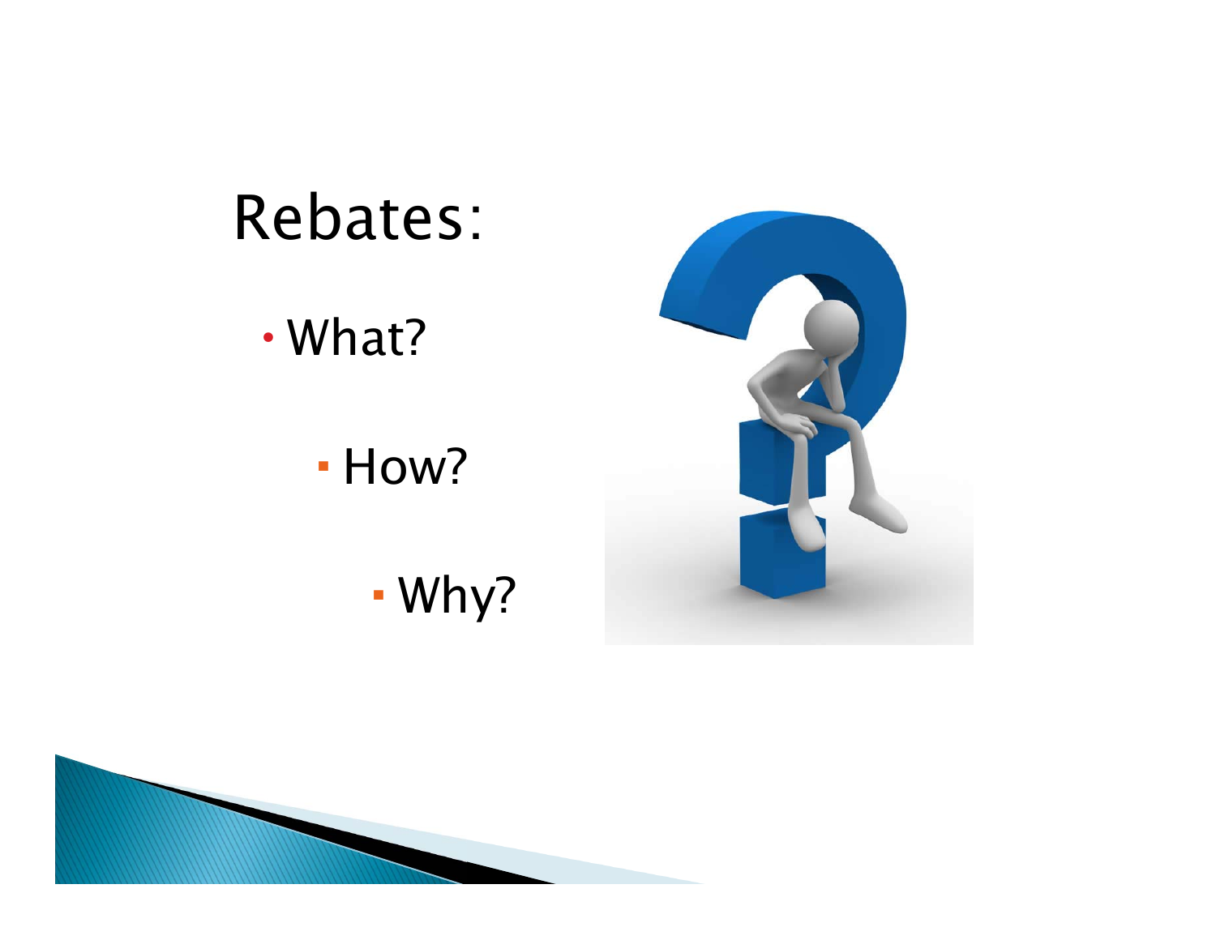# Rebates:

- What?
  - How?
    - Why?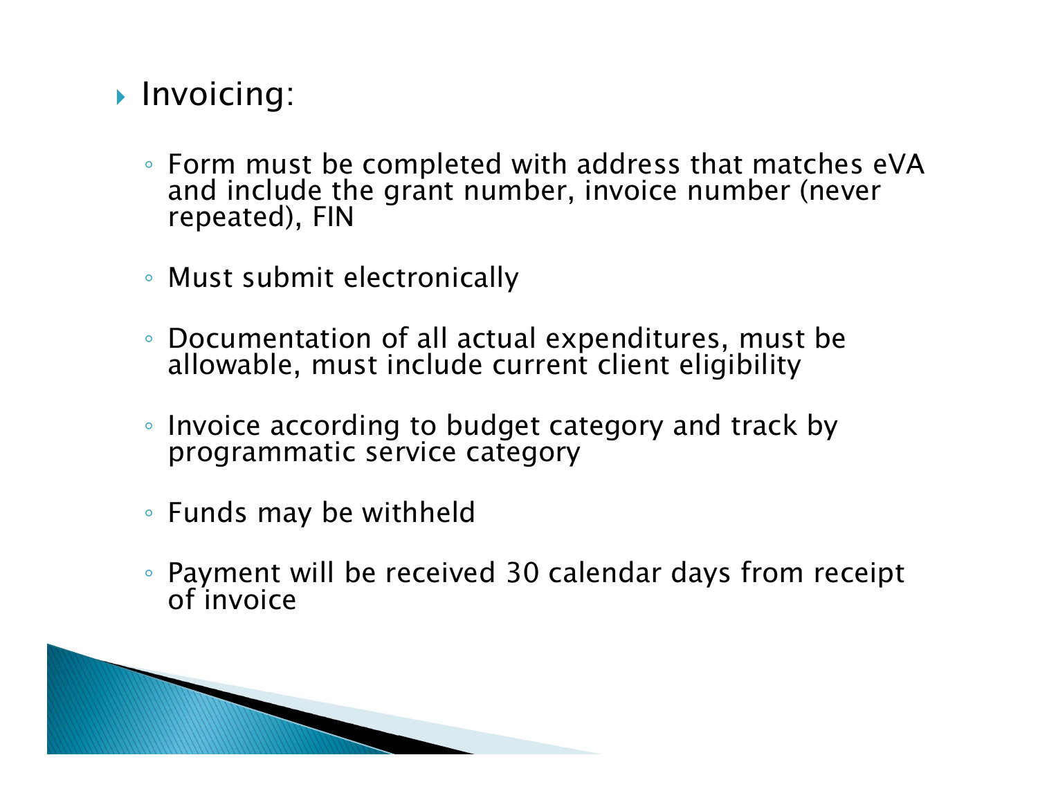- Invoicing:

  - Form must be completed with address that matches eVA and include the grant number, invoice number (never repeated), FIN

  - Must submit electronically

  - Documentation of all actual expenditures, must be allowable, must include current client eligibility

  - Invoice according to budget category and track by programmatic service category

  - Funds may be withheld

  - Payment will be received 30 calendar days from receipt of invoice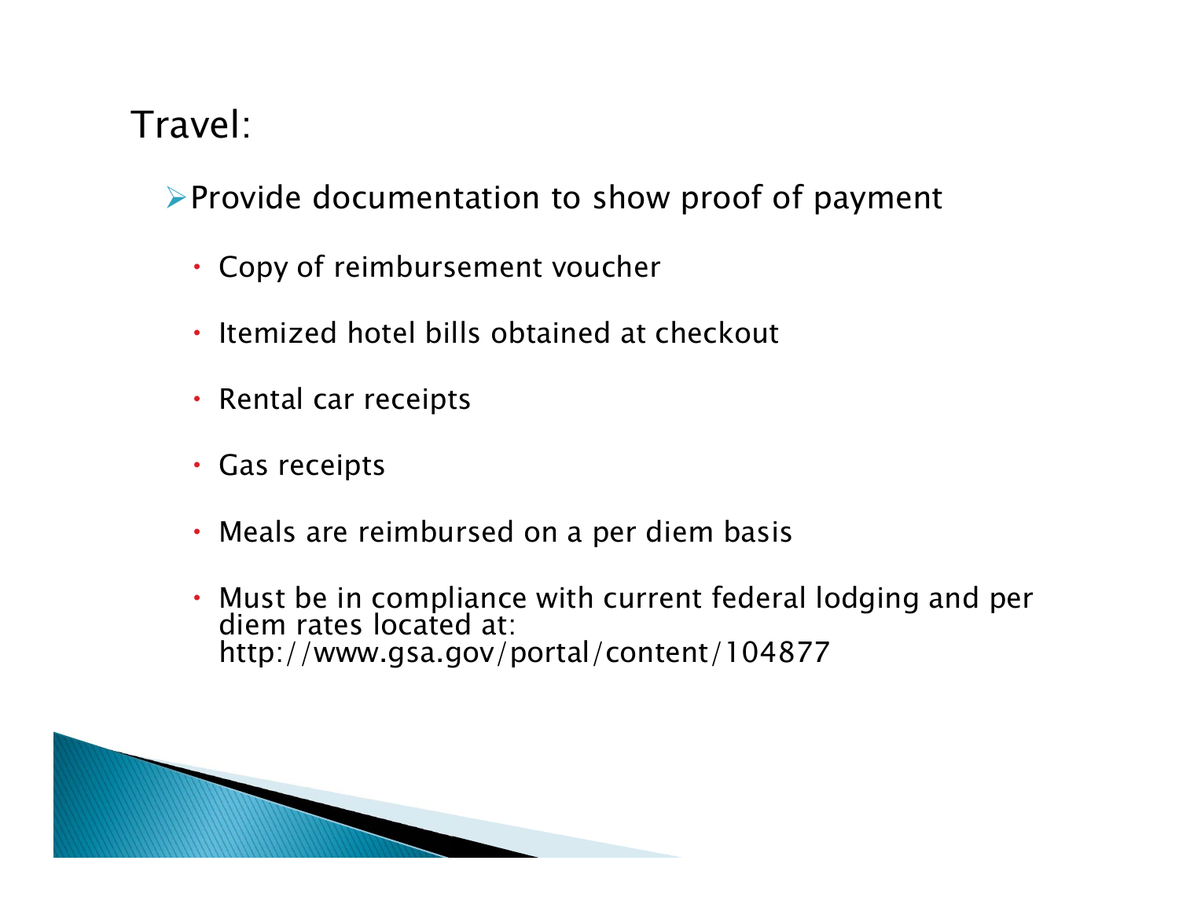# Travel:

- Provide documentation to show proof of payment
  - Copy of reimbursement voucher
  - Itemized hotel bills obtained at checkout
  - Rental car receipts
  - Gas receipts
  - Meals are reimbursed on a per diem basis
  - Must be in compliance with current federal lodging and per diem rates located at: http://www.gsa.gov/portal/content/104877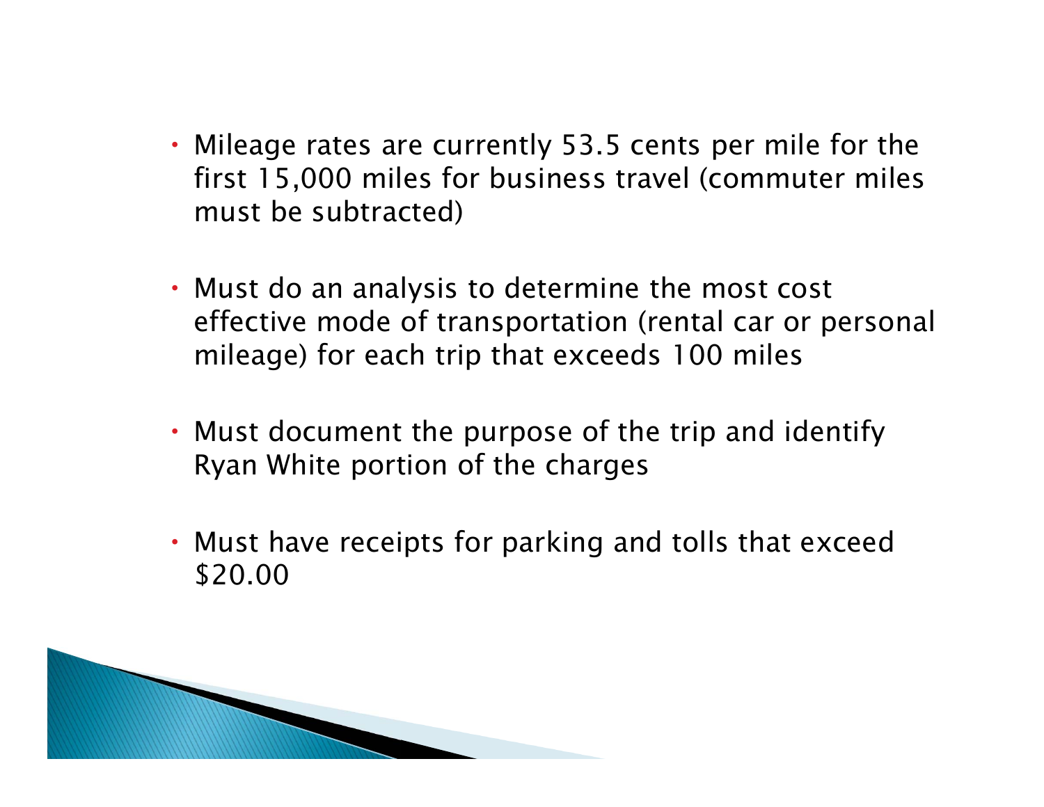- Mileage rates are currently 53.5 cents per mile for the first 15,000 miles for business travel (commuter miles must be subtracted)

- Must do an analysis to determine the most cost effective mode of transportation (rental car or personal mileage) for each trip that exceeds 100 miles

- Must document the purpose of the trip and identify Ryan White portion of the charges

- Must have receipts for parking and tolls that exceed $20.00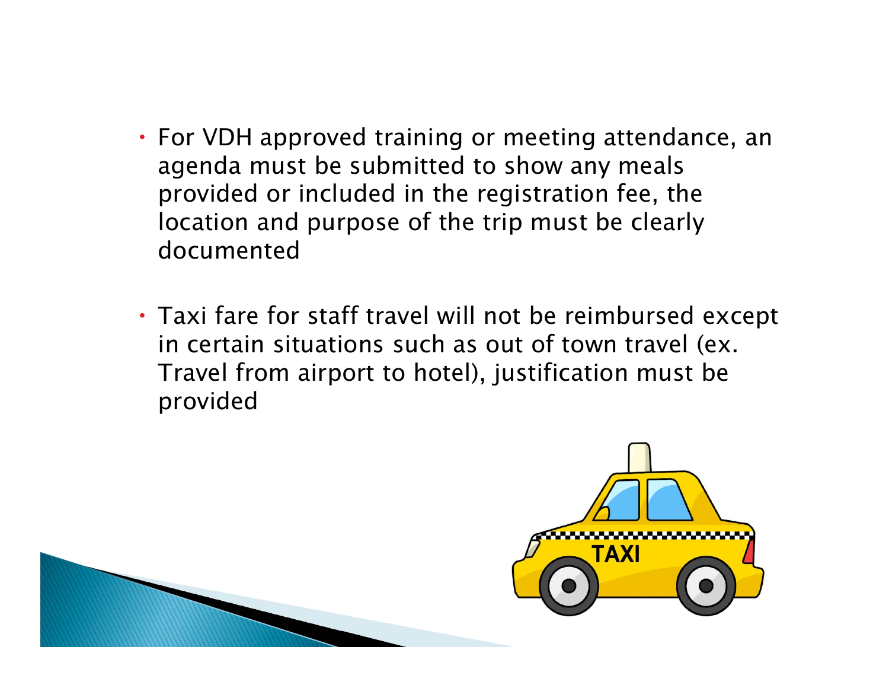- For VDH approved training or meeting attendance, an agenda must be submitted to show any meals provided or included in the registration fee, the location and purpose of the trip must be clearly documented

- Taxi fare for staff travel will not be reimbursed except in certain situations such as out of town travel (ex. Travel from airport to hotel), justification must be provided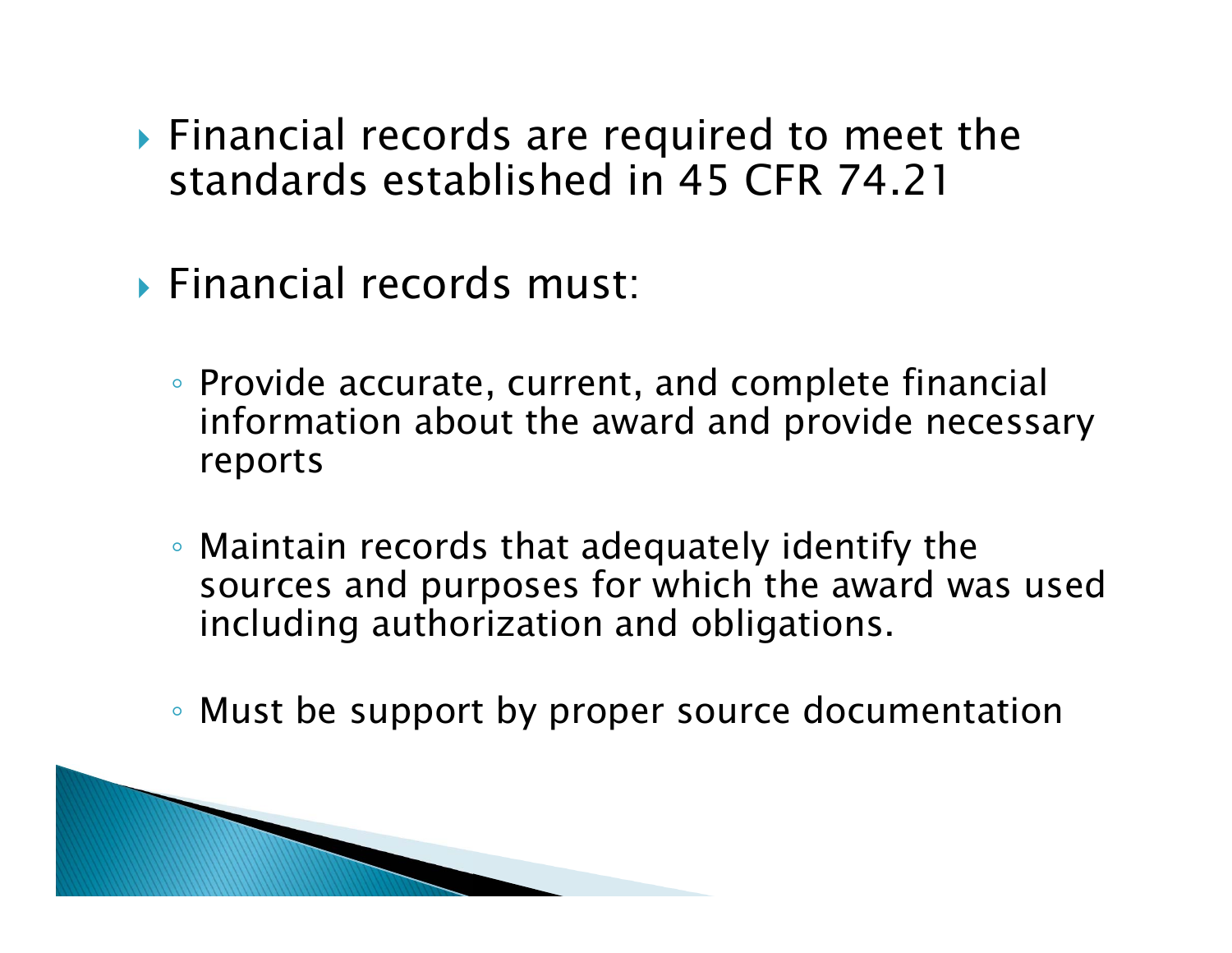- Financial records are required to meet the standards established in 45 CFR 74.21

- Financial records must:

  - Provide accurate, current, and complete financial information about the award and provide necessary reports

  - Maintain records that adequately identify the sources and purposes for which the award was used including authorization and obligations.

  - Must be support by proper source documentation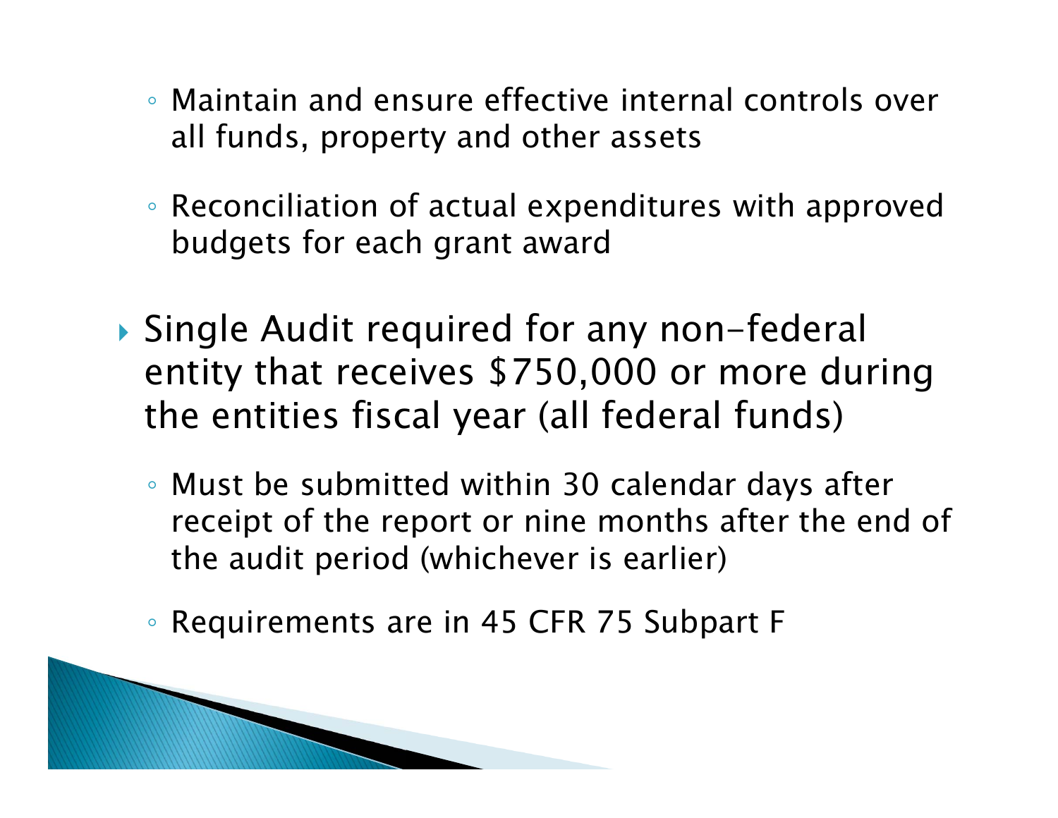- Maintain and ensure effective internal controls over all funds, property and other assets
- Reconciliation of actual expenditures with approved budgets for each grant award

- Single Audit required for any non-federal entity that receives $750,000 or more during the entities fiscal year (all federal funds)
  - Must be submitted within 30 calendar days after receipt of the report or nine months after the end of the audit period (whichever is earlier)
  - Requirements are in 45 CFR 75 Subpart F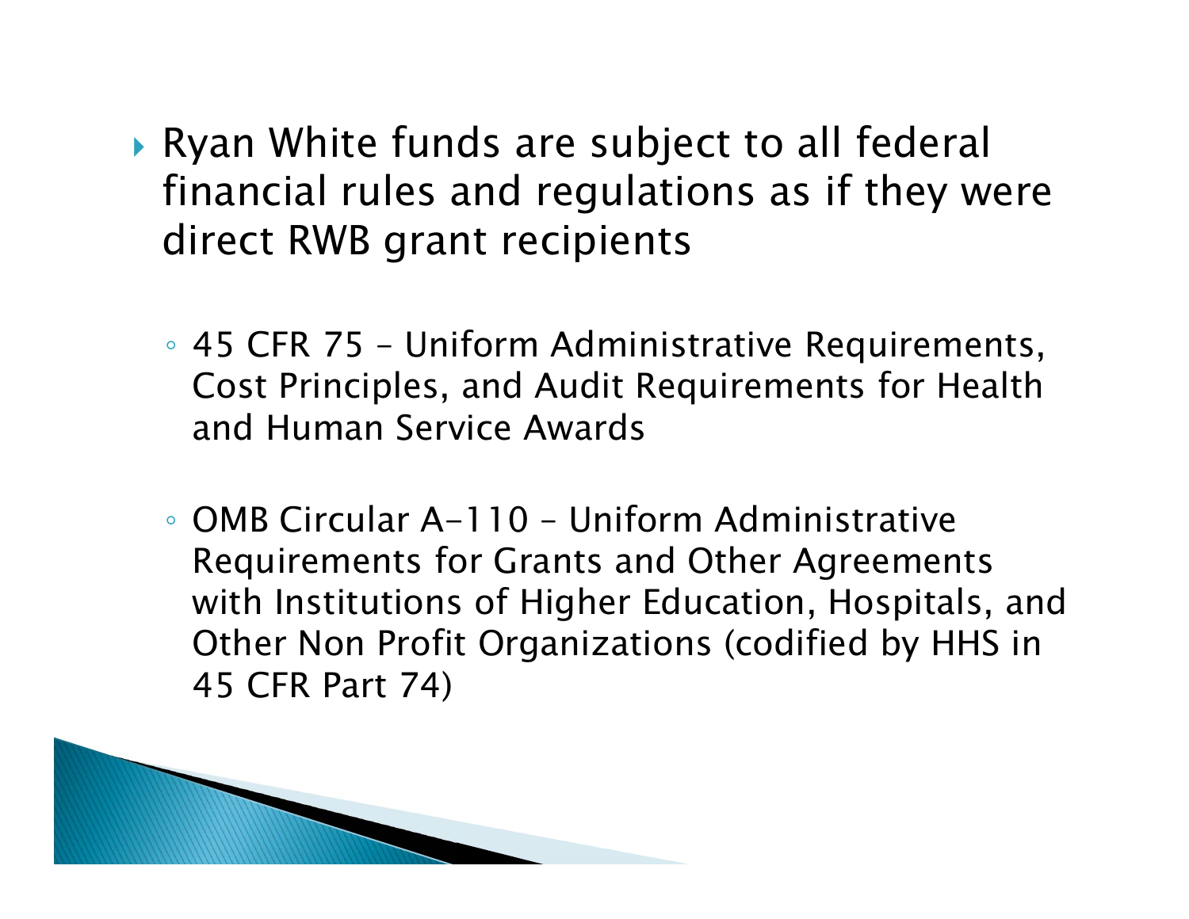- Ryan White funds are subject to all federal financial rules and regulations as if they were direct RWB grant recipients

  - 45 CFR 75 – Uniform Administrative Requirements, Cost Principles, and Audit Requirements for Health and Human Service Awards

  - OMB Circular A-110 – Uniform Administrative Requirements for Grants and Other Agreements with Institutions of Higher Education, Hospitals, and Other Non Profit Organizations (codified by HHS in 45 CFR Part 74)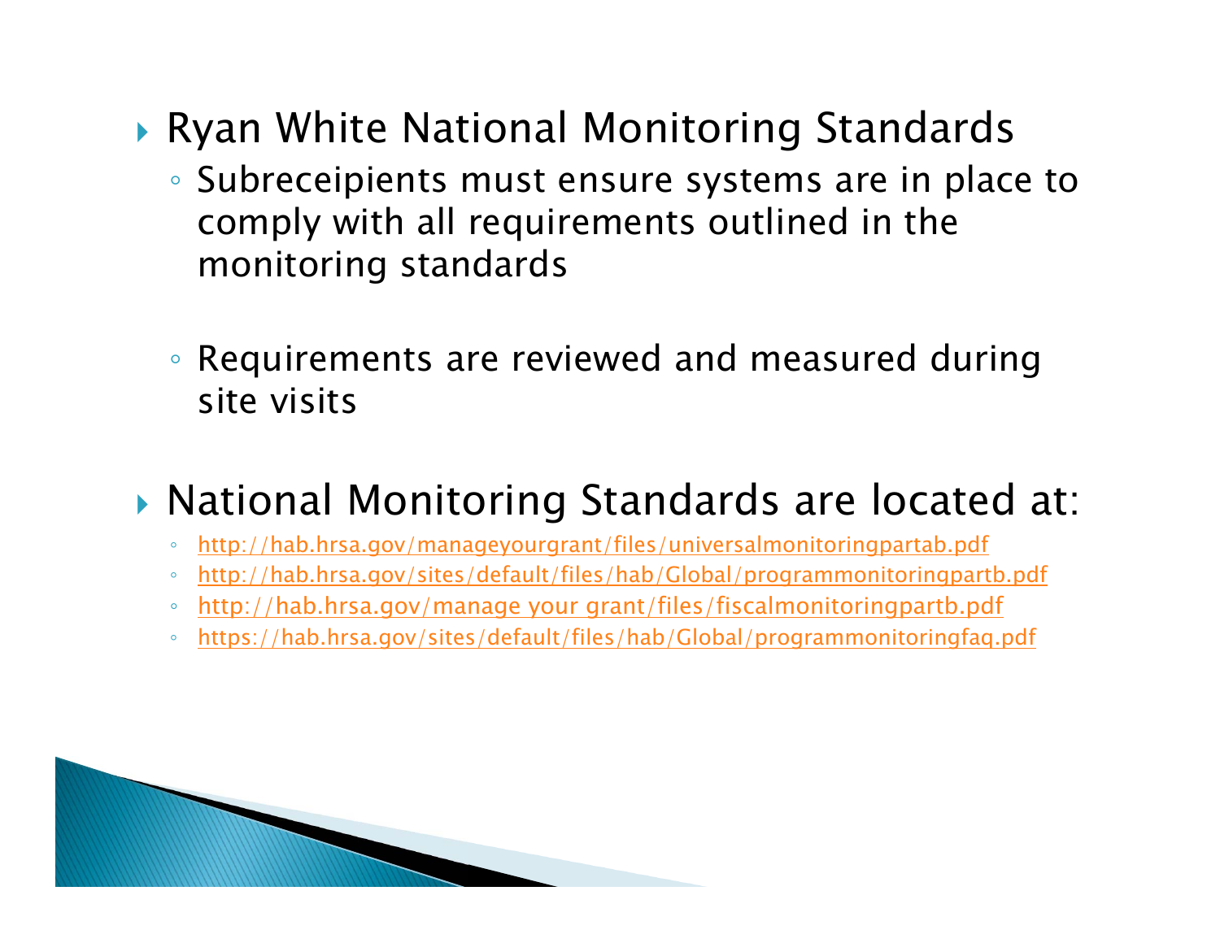- Ryan White National Monitoring Standards
  - Subreceipients must ensure systems are in place to comply with all requirements outlined in the monitoring standards
  - Requirements are reviewed and measured during site visits
- National Monitoring Standards are located at:
  - http://hab.hrsa.gov/manageyourgrant/files/universalmonitoringpartab.pdf
  - http://hab.hrsa.gov/sites/default/files/hab/Global/programmonitoringpartb.pdf
  - http://hab.hrsa.gov/manage your grant/files/fiscalmonitoringpartb.pdf
  - https://hab.hrsa.gov/sites/default/files/hab/Global/programmonitoringfaq.pdf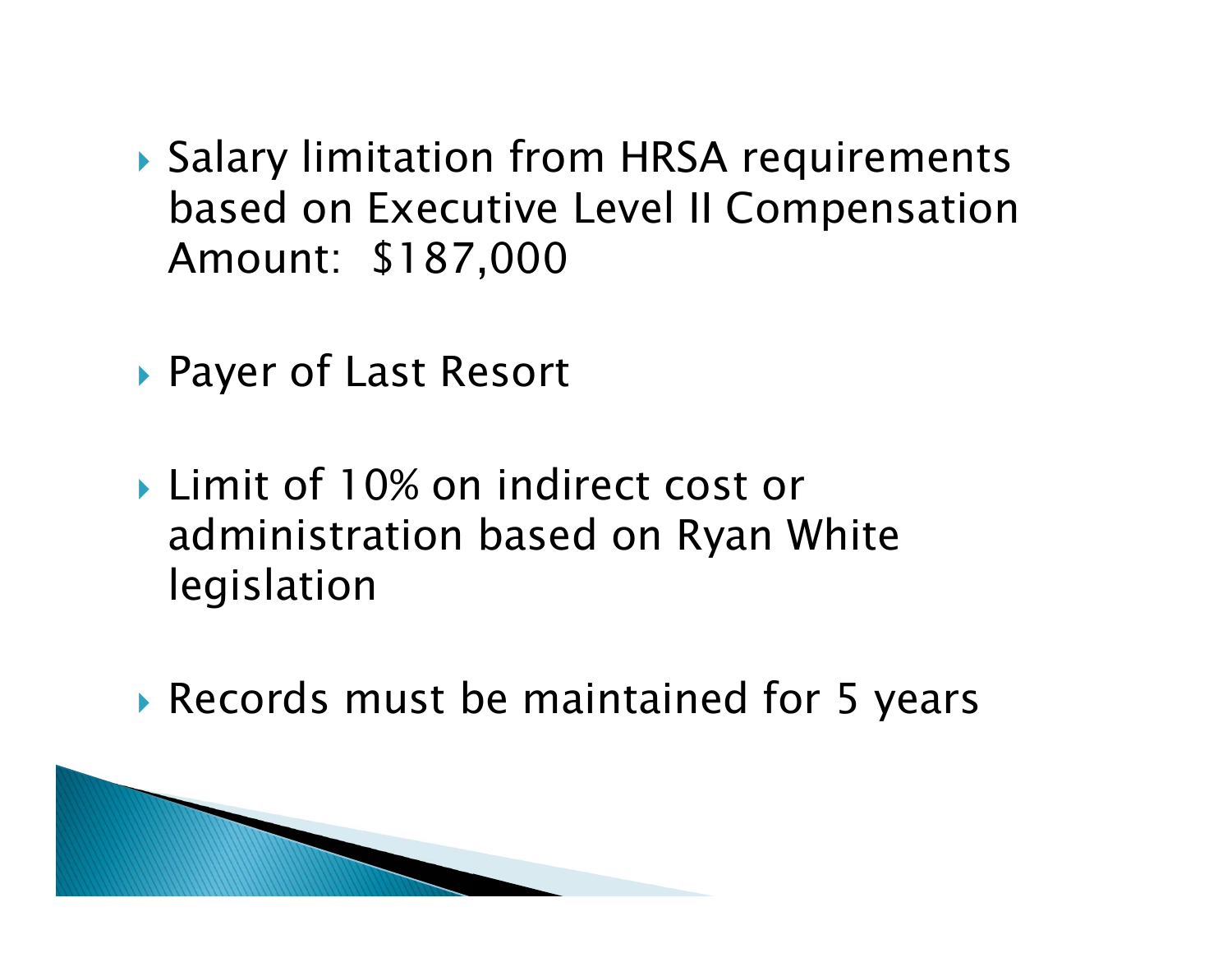- Salary limitation from HRSA requirements based on Executive Level II Compensation Amount: $187,000

- Payer of Last Resort

- Limit of 10% on indirect cost or administration based on Ryan White legislation

- Records must be maintained for 5 years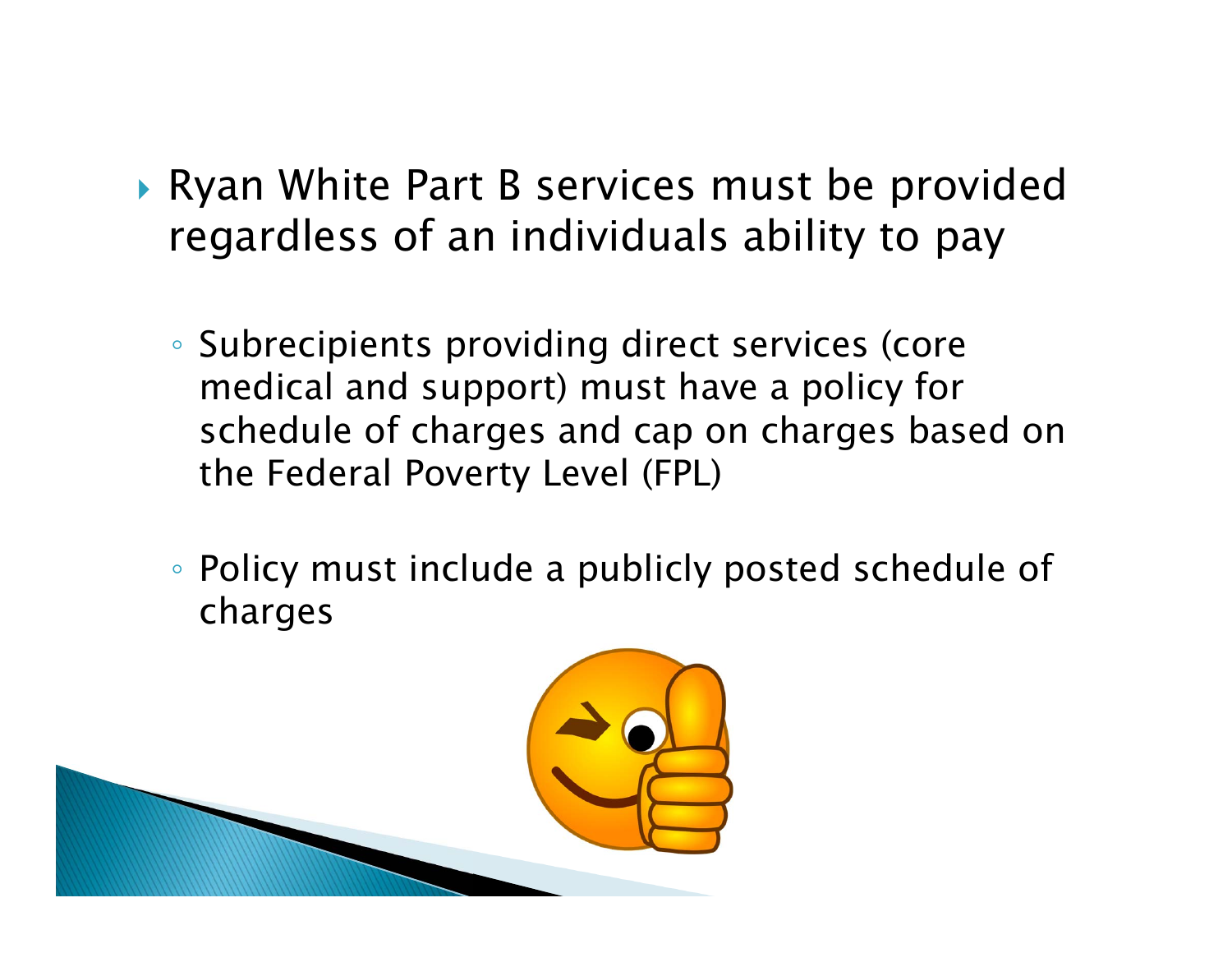- Ryan White Part B services must be provided regardless of an individuals ability to pay

  - Subrecipients providing direct services (core medical and support) must have a policy for schedule of charges and cap on charges based on the Federal Poverty Level (FPL)

  - Policy must include a publicly posted schedule of charges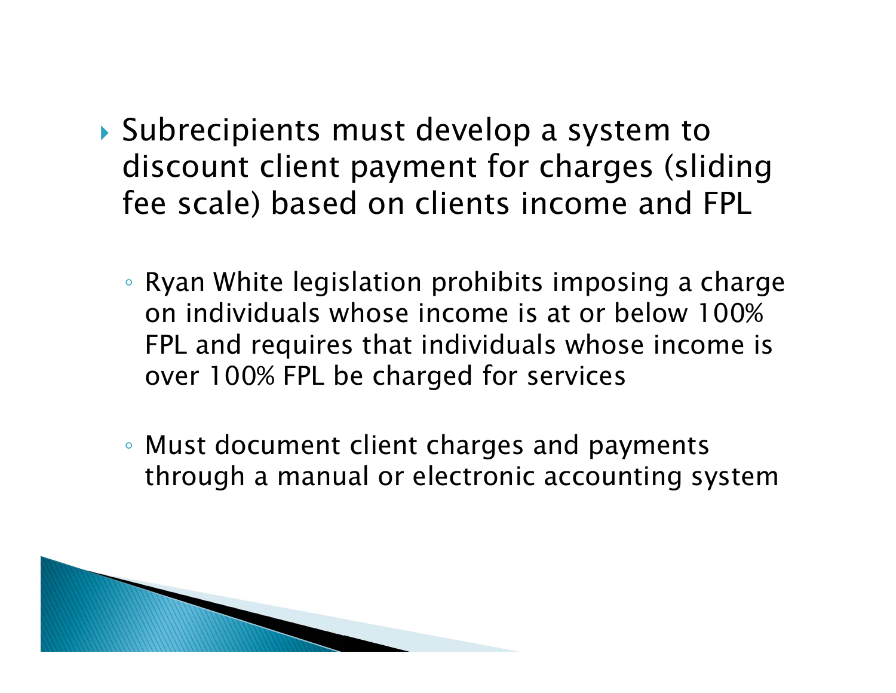- Subrecipients must develop a system to discount client payment for charges (sliding fee scale) based on clients income and FPL
  - Ryan White legislation prohibits imposing a charge on individuals whose income is at or below 100% FPL and requires that individuals whose income is over 100% FPL be charged for services
  - Must document client charges and payments through a manual or electronic accounting system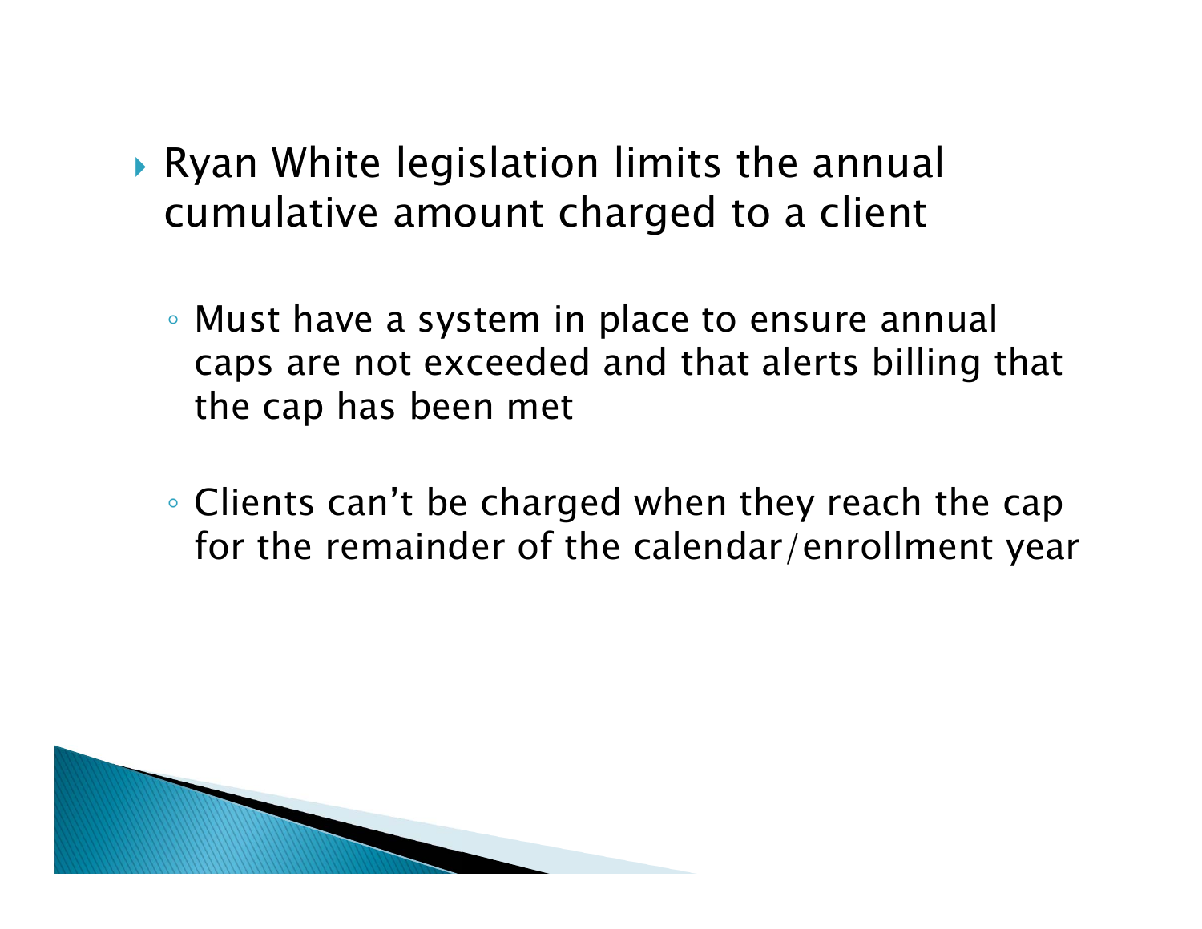- Ryan White legislation limits the annual cumulative amount charged to a client
  - Must have a system in place to ensure annual caps are not exceeded and that alerts billing that the cap has been met
  - Clients can't be charged when they reach the cap for the remainder of the calendar/enrollment year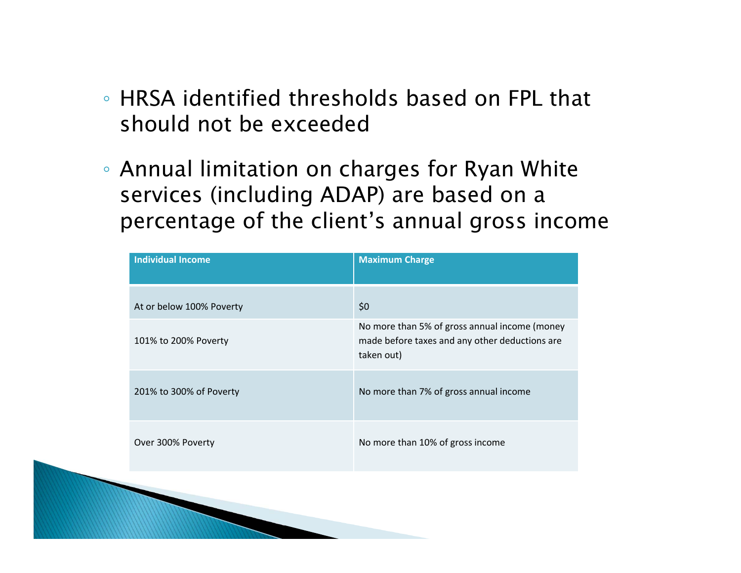- HRSA identified thresholds based on FPL that should not be exceeded

- Annual limitation on charges for Ryan White services (including ADAP) are based on a percentage of the client's annual gross income

| Individual Income | Maximum Charge |
| --- | --- |
| At or below 100% Poverty | $0 |
| 101% to 200% Poverty | No more than 5% of gross annual income (money made before taxes and any other deductions are taken out) |
| 201% to 300% of Poverty | No more than 7% of gross annual income |
| Over 300% Poverty | No more than 10% of gross income |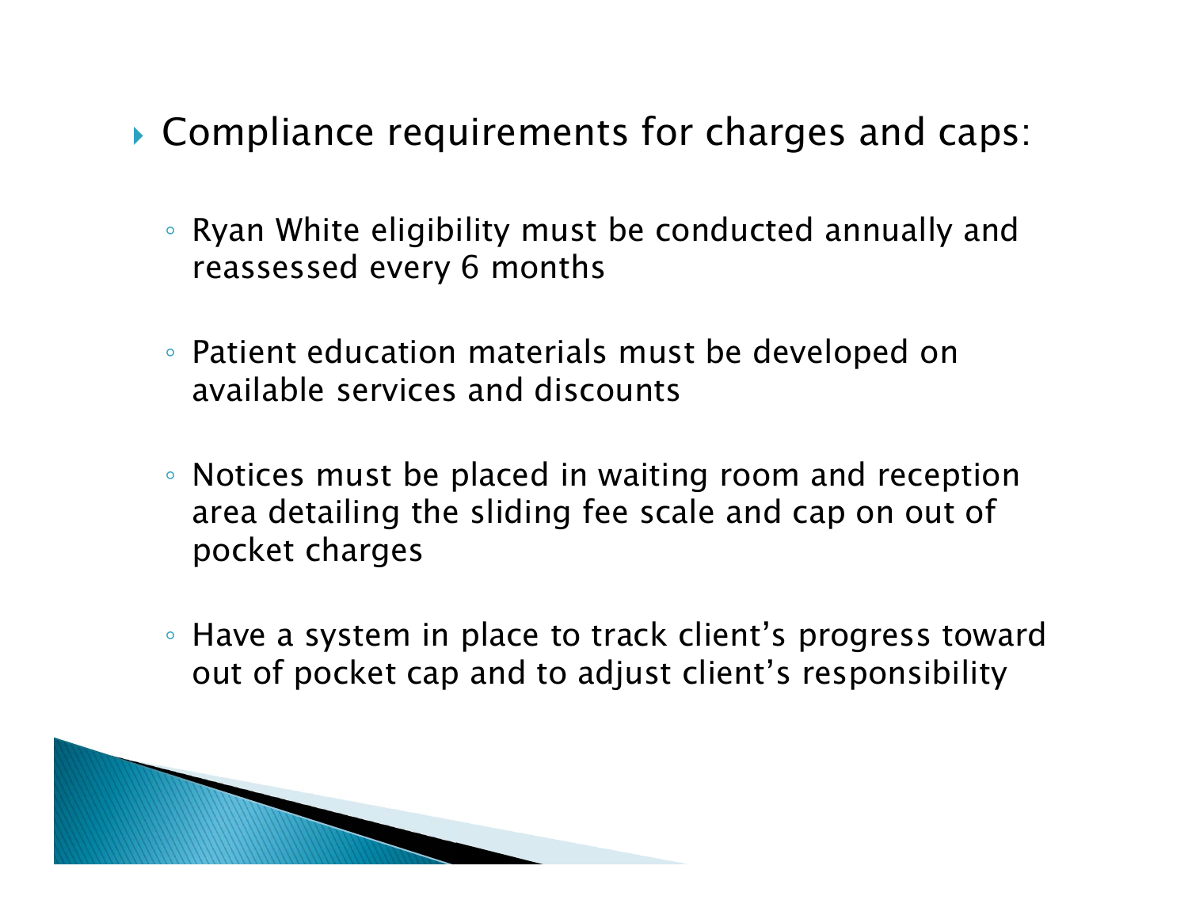- Compliance requirements for charges and caps:
  - Ryan White eligibility must be conducted annually and reassessed every 6 months
  - Patient education materials must be developed on available services and discounts
  - Notices must be placed in waiting room and reception area detailing the sliding fee scale and cap on out of pocket charges
  - Have a system in place to track client's progress toward out of pocket cap and to adjust client's responsibility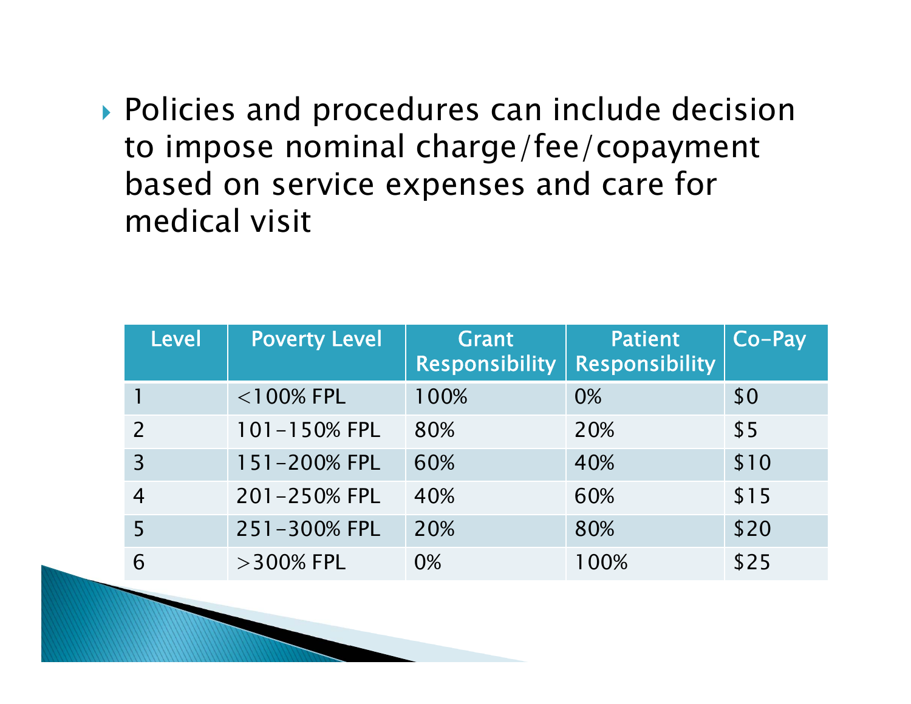- Policies and procedures can include decision to impose nominal charge/fee/copayment based on service expenses and care for medical visit

| Level | Poverty Level | Grant Responsibility | Patient Responsibility | Co-Pay |
|---|---|---|---|---|
| 1 | <100% FPL | 100% | 0% | $0 |
| 2 | 101-150% FPL | 80% | 20% | $5 |
| 3 | 151-200% FPL | 60% | 40% | $10 |
| 4 | 201-250% FPL | 40% | 60% | $15 |
| 5 | 251-300% FPL | 20% | 80% | $20 |
| 6 | >300% FPL | 0% | 100% | $25 |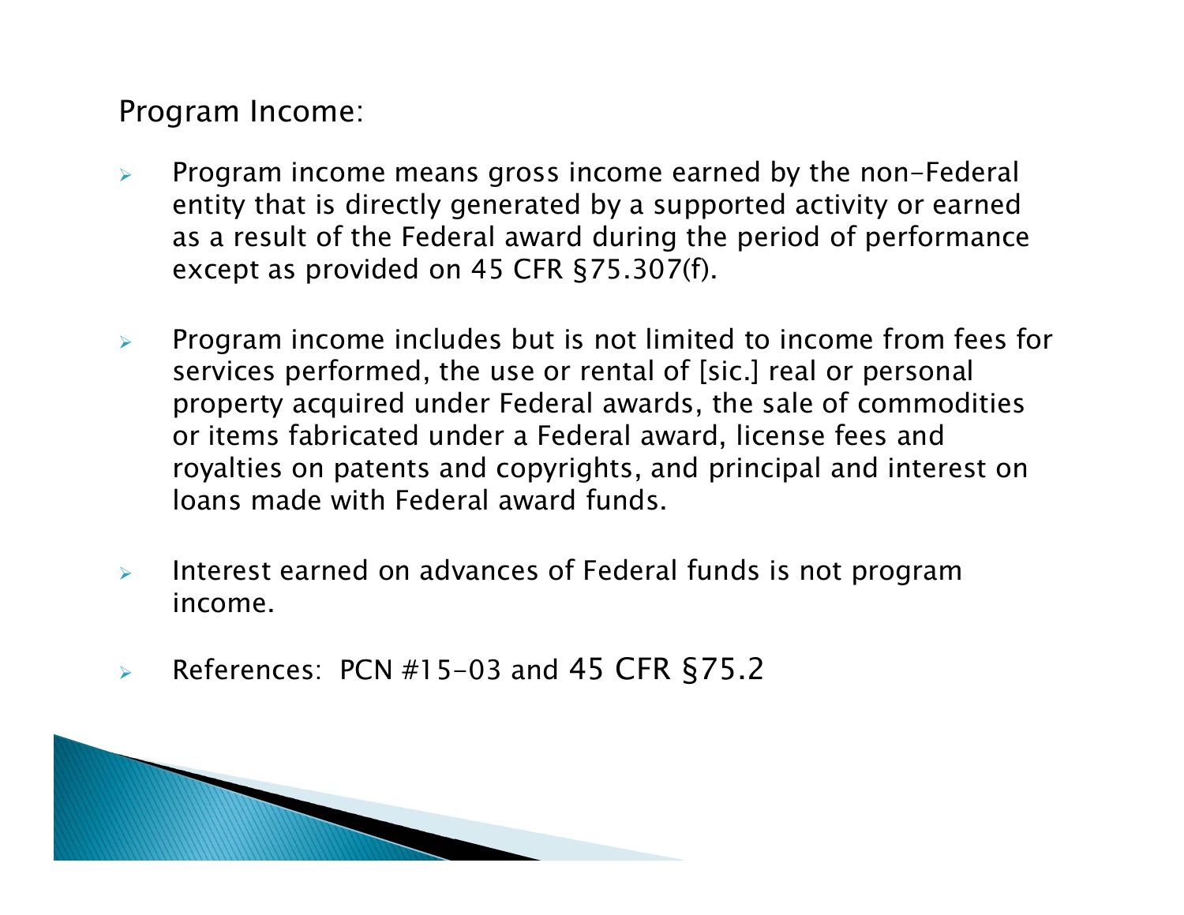Program Income:

- Program income means gross income earned by the non-Federal entity that is directly generated by a supported activity or earned as a result of the Federal award during the period of performance except as provided on 45 CFR §75.307(f).

- Program income includes but is not limited to income from fees for services performed, the use or rental of [sic.] real or personal property acquired under Federal awards, the sale of commodities or items fabricated under a Federal award, license fees and royalties on patents and copyrights, and principal and interest on loans made with Federal award funds.

- Interest earned on advances of Federal funds is not program income.

- References: PCN #15-03 and 45 CFR §75.2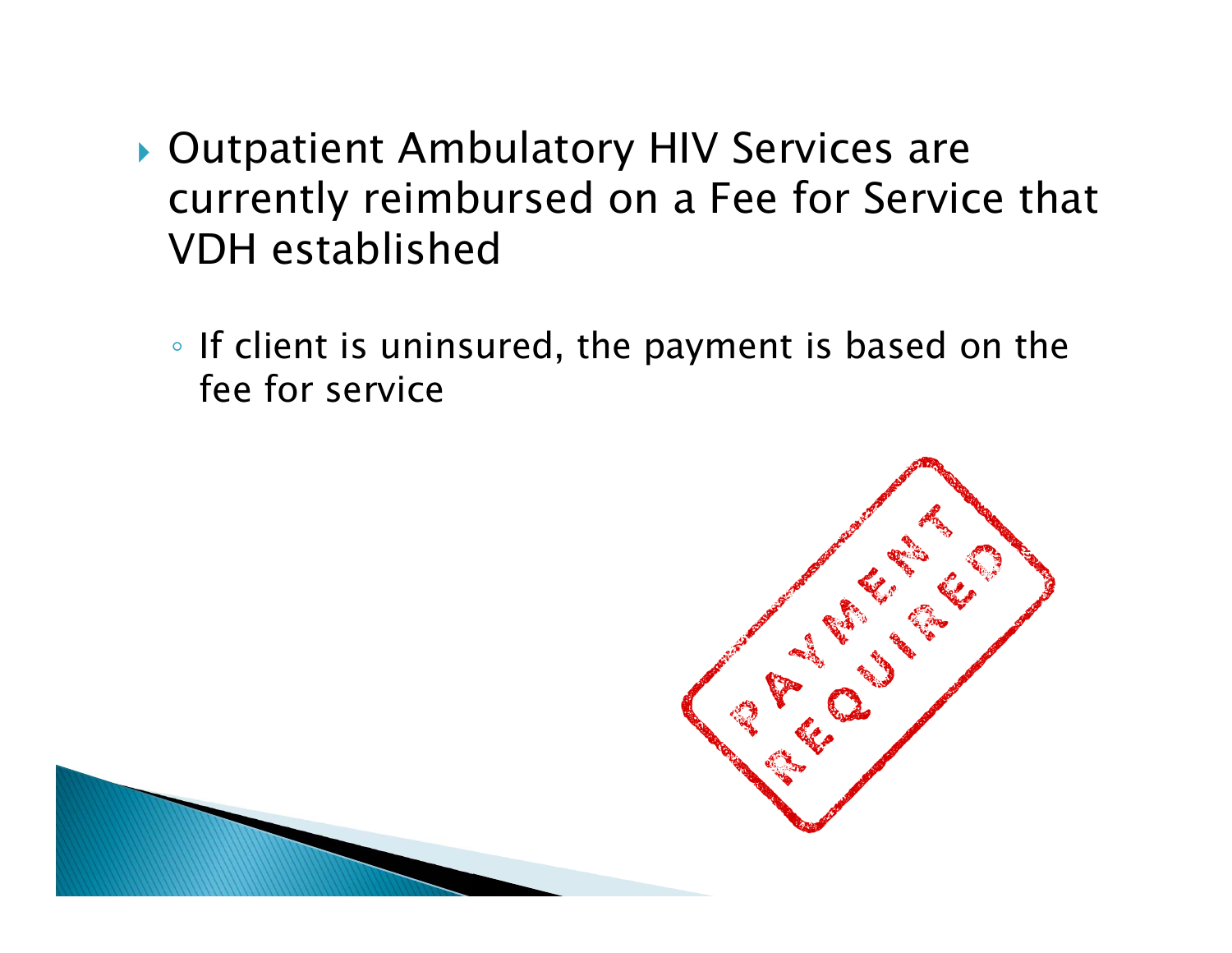- Outpatient Ambulatory HIV Services are currently reimbursed on a Fee for Service that VDH established
  - If client is uninsured, the payment is based on the fee for service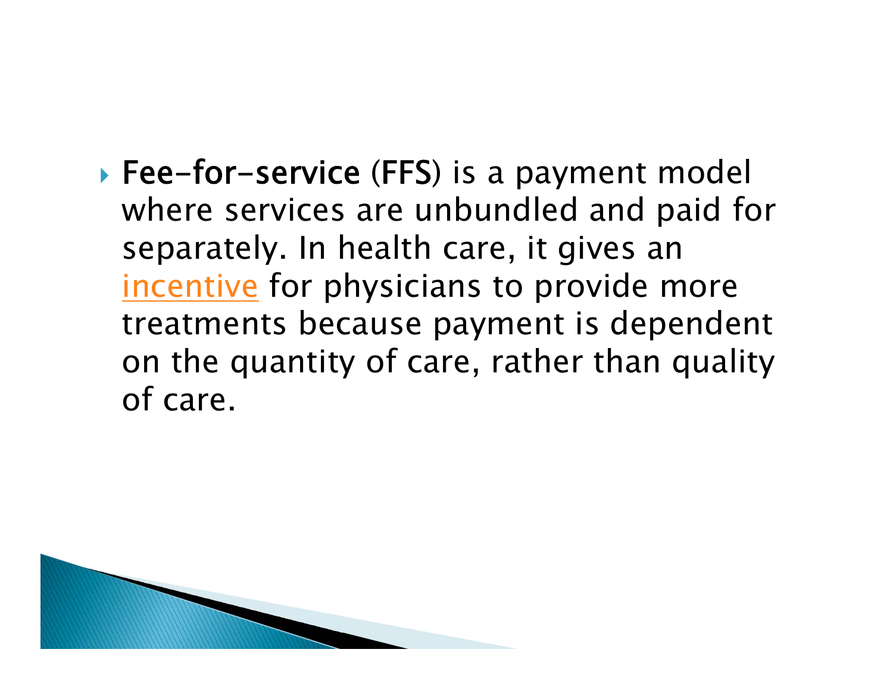- **Fee-for-service** (**FFS**) is a payment model where services are unbundled and paid for separately. In health care, it gives an incentive for physicians to provide more treatments because payment is dependent on the quantity of care, rather than quality of care.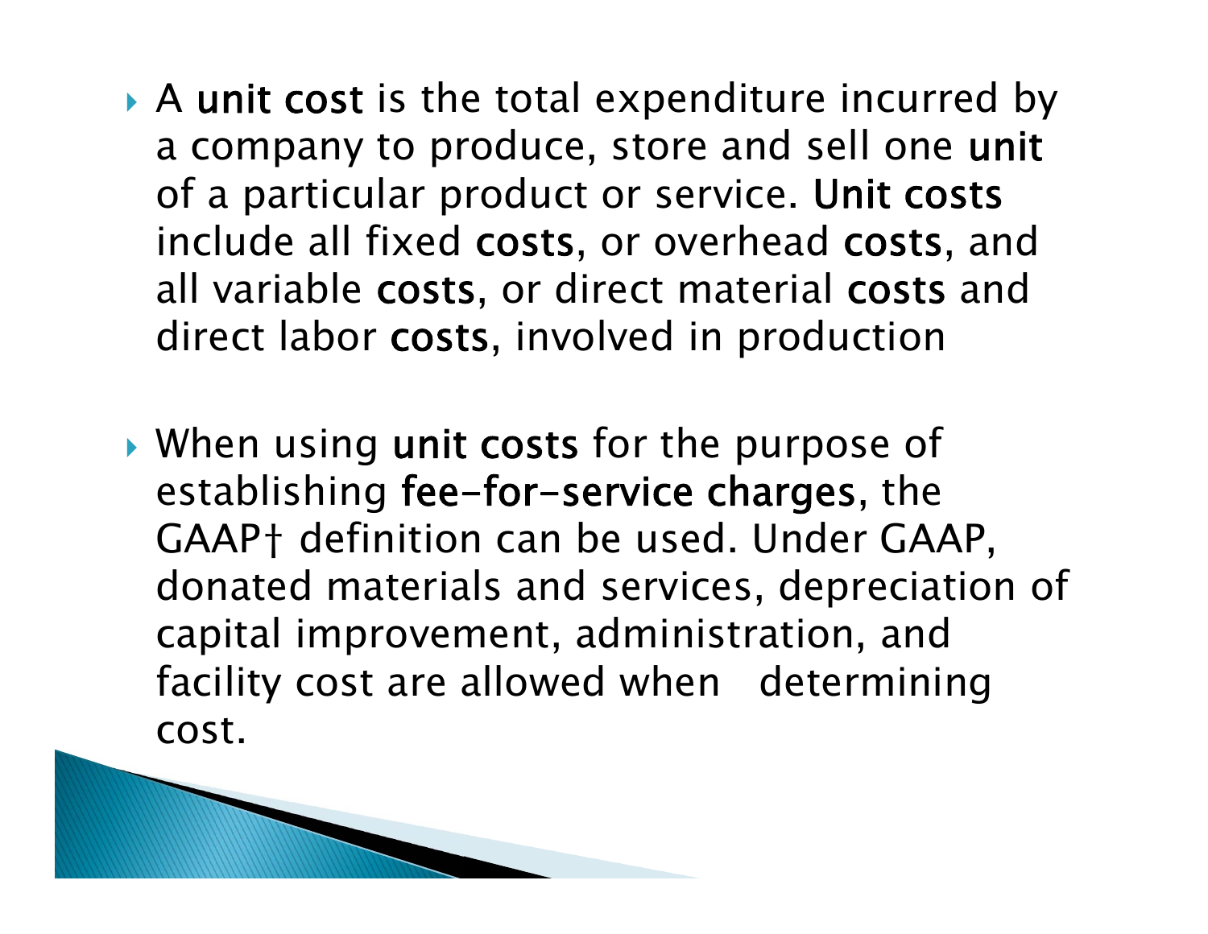- A **unit cost** is the total expenditure incurred by a company to produce, store and sell one **unit** of a particular product or service. **Unit costs** include all fixed **costs**, or overhead **costs**, and all variable **costs**, or direct material **costs** and direct labor **costs**, involved in production

- When using **unit costs** for the purpose of establishing **fee-for-service charges**, the GAAP† definition can be used. Under GAAP, donated materials and services, depreciation of capital improvement, administration, and facility cost are allowed when determining cost.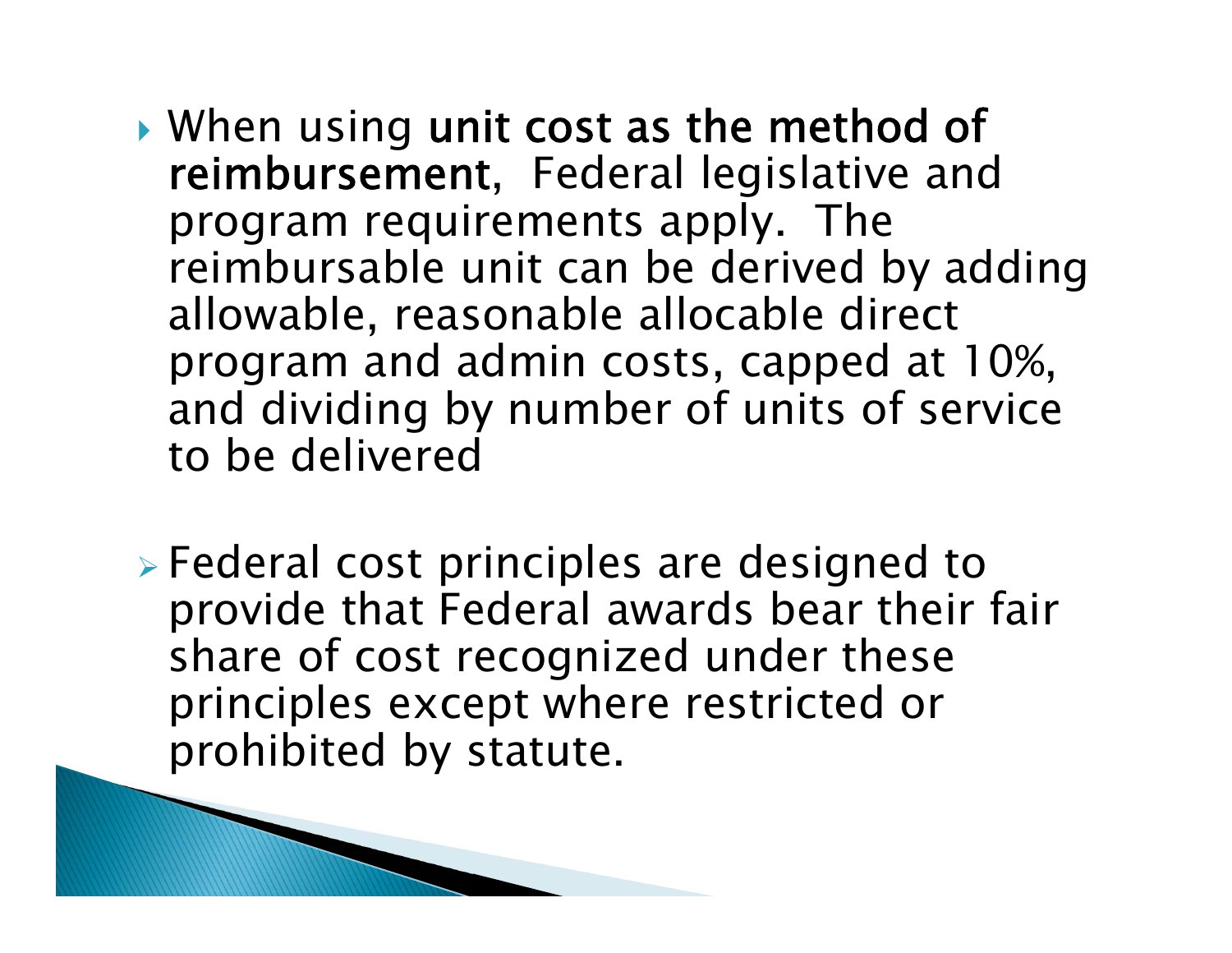- When using **unit cost as the method of reimbursement**, Federal legislative and program requirements apply. The reimbursable unit can be derived by adding allowable, reasonable allocable direct program and admin costs, capped at 10%, and dividing by number of units of service to be delivered

- Federal cost principles are designed to provide that Federal awards bear their fair share of cost recognized under these principles except where restricted or prohibited by statute.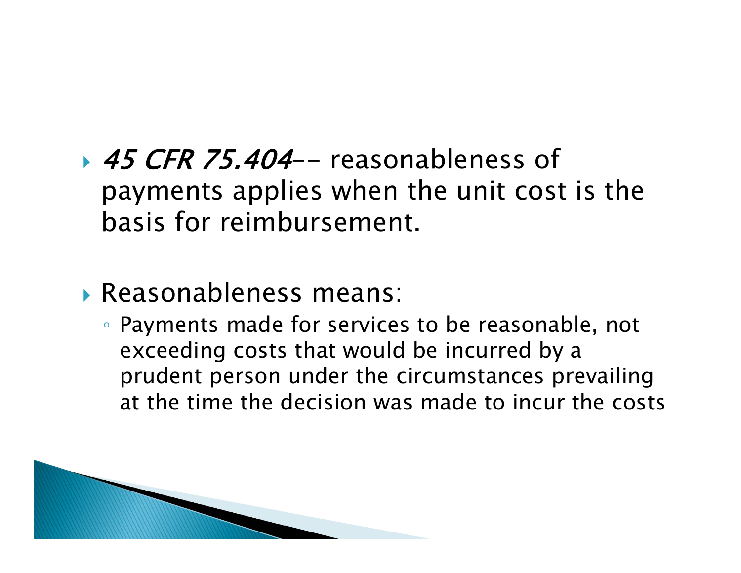- *45 CFR 75.404*-- reasonableness of payments applies when the unit cost is the basis for reimbursement.

- Reasonableness means:
  - Payments made for services to be reasonable, not exceeding costs that would be incurred by a prudent person under the circumstances prevailing at the time the decision was made to incur the costs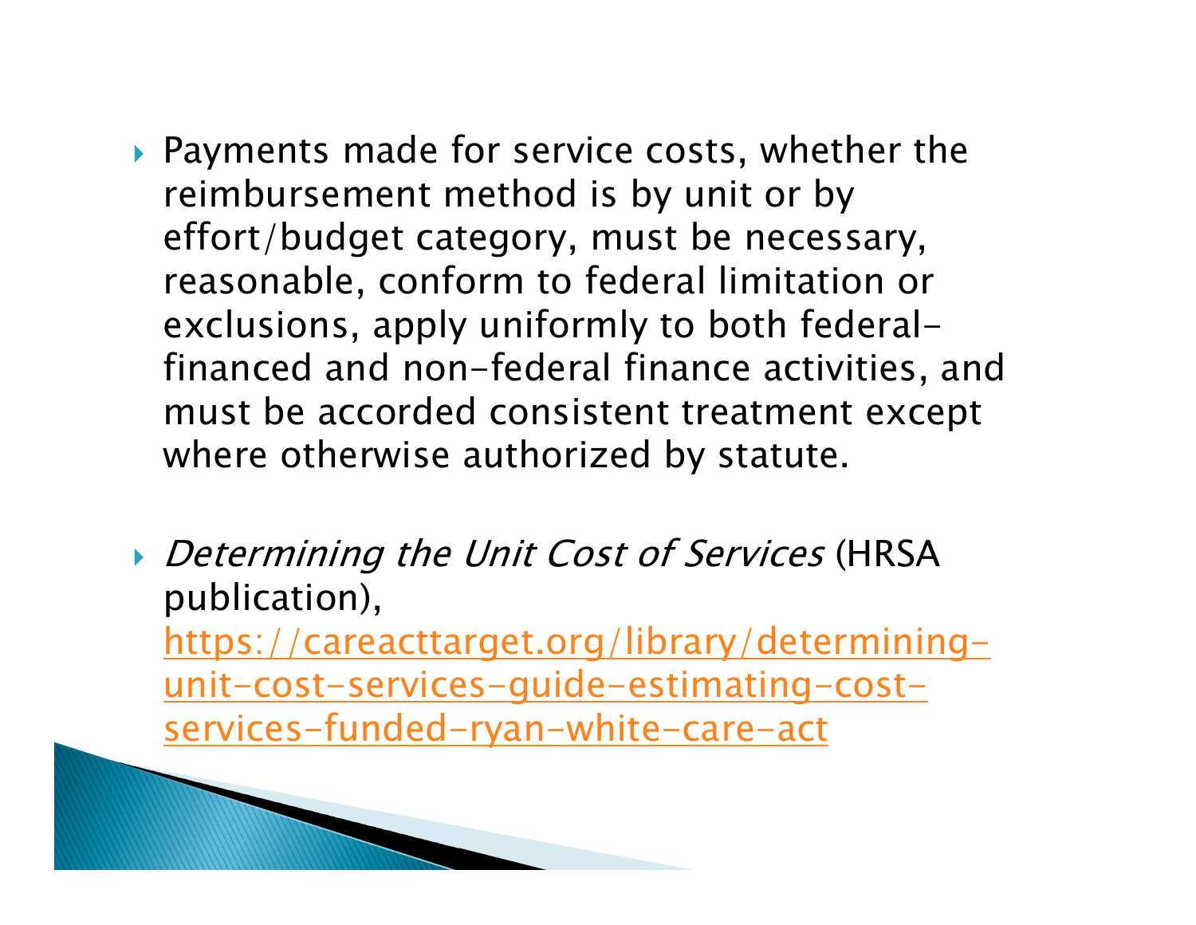- Payments made for service costs, whether the reimbursement method is by unit or by effort/budget category, must be necessary, reasonable, conform to federal limitation or exclusions, apply uniformly to both federal-financed and non-federal finance activities, and must be accorded consistent treatment except where otherwise authorized by statute.

- *Determining the Unit Cost of Services* (HRSA publication), https://careacttarget.org/library/determining-unit-cost-services-guide-estimating-cost-services-funded-ryan-white-care-act